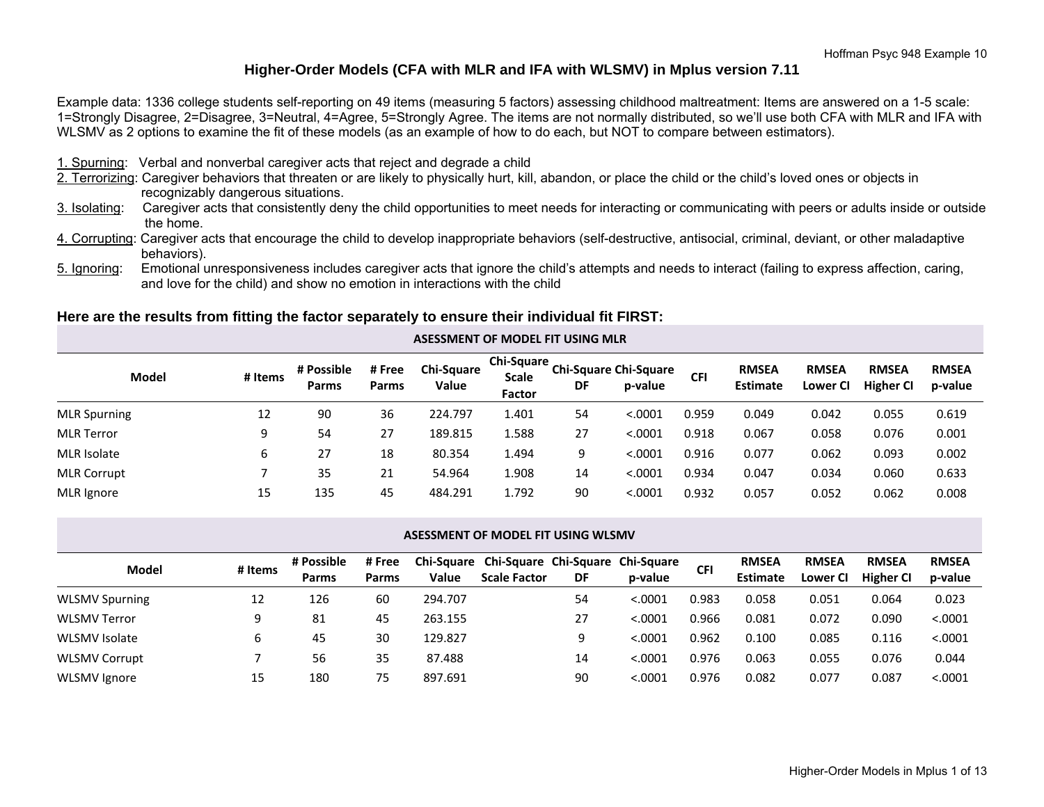# Higher-Order Models (CFA with MLR and IFA with WLSMV) in Mplus version 7.11

Example data: 1336 college students self-reporting on 49 items (measuring 5 factors) assessing childhood maltreatment: Items are answered on a 1-5 scale: 1=Strongly Disagree, 2=Disagree, 3=Neutral, 4=Agree, 5=Strongly Agree. The items are not normally distributed, so we'll use both CFA with MLR and IFA with WLSMV as 2 options to examine the fit of these models (as an example of how to do each, but NOT to compare between estimators).

1. Spurning: Verbal and nonverbal caregiver acts that reject and degrade a child
2. Terrorizing: Caregiver behaviors that threaten or are likely to physically hurt, kill, abandon, or place the child or the child's loved ones or objects in recognizably dangerous situations.
3. Isolating: Caregiver acts that consistently deny the child opportunities to meet needs for interacting or communicating with peers or adults inside or outside the home.
4. Corrupting: Caregiver acts that encourage the child to develop inappropriate behaviors (self-destructive, antisocial, criminal, deviant, or other maladaptive behaviors).
5. Ignoring: Emotional unresponsiveness includes caregiver acts that ignore the child's attempts and needs to interact (failing to express affection, caring, and love for the child) and show no emotion in interactions with the child

## Here are the results from fitting the factor separately to ensure their individual fit FIRST:

**ASESSMENT OF MODEL FIT USING MLR**

| Model | # Items | # Possible Parms | # Free Parms | Chi-Square Value | Chi-Square Scale Factor | Chi-Square DF | Chi-Square p-value | CFI | RMSEA Estimate | RMSEA Lower CI | RMSEA Higher CI | RMSEA p-value |
|---|---|---|---|---|---|---|---|---|---|---|---|---|
| MLR Spurning | 12 | 90 | 36 | 224.797 | 1.401 | 54 | <.0001 | 0.959 | 0.049 | 0.042 | 0.055 | 0.619 |
| MLR Terror | 9 | 54 | 27 | 189.815 | 1.588 | 27 | <.0001 | 0.918 | 0.067 | 0.058 | 0.076 | 0.001 |
| MLR Isolate | 6 | 27 | 18 | 80.354 | 1.494 | 9 | <.0001 | 0.916 | 0.077 | 0.062 | 0.093 | 0.002 |
| MLR Corrupt | 7 | 35 | 21 | 54.964 | 1.908 | 14 | <.0001 | 0.934 | 0.047 | 0.034 | 0.060 | 0.633 |
| MLR Ignore | 15 | 135 | 45 | 484.291 | 1.792 | 90 | <.0001 | 0.932 | 0.057 | 0.052 | 0.062 | 0.008 |

**ASESSMENT OF MODEL FIT USING WLSMV**

| Model | # Items | # Possible Parms | # Free Parms | Chi-Square Value | Chi-Square Scale Factor | Chi-Square DF | Chi-Square p-value | CFI | RMSEA Estimate | RMSEA Lower CI | RMSEA Higher CI | RMSEA p-value |
|---|---|---|---|---|---|---|---|---|---|---|---|---|
| WLSMV Spurning | 12 | 126 | 60 | 294.707 | | 54 | <.0001 | 0.983 | 0.058 | 0.051 | 0.064 | 0.023 |
| WLSMV Terror | 9 | 81 | 45 | 263.155 | | 27 | <.0001 | 0.966 | 0.081 | 0.072 | 0.090 | <.0001 |
| WLSMV Isolate | 6 | 45 | 30 | 129.827 | | 9 | <.0001 | 0.962 | 0.100 | 0.085 | 0.116 | <.0001 |
| WLSMV Corrupt | 7 | 56 | 35 | 87.488 | | 14 | <.0001 | 0.976 | 0.063 | 0.055 | 0.076 | 0.044 |
| WLSMV Ignore | 15 | 180 | 75 | 897.691 | | 90 | <.0001 | 0.976 | 0.082 | 0.077 | 0.087 | <.0001 |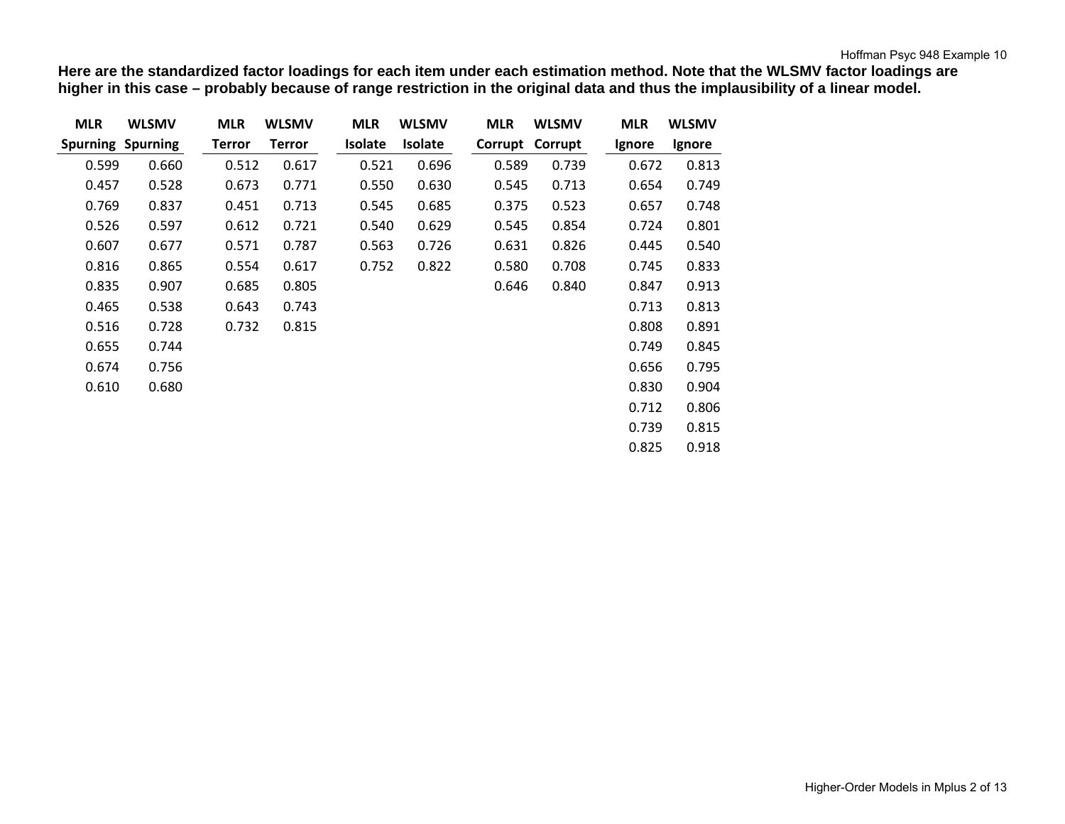**Here are the standardized factor loadings for each item under each estimation method. Note that the WLSMV factor loadings are higher in this case – probably because of range restriction in the original data and thus the implausibility of a linear model.**

| MLR Spurning | WLSMV Spurning | MLR Terror | WLSMV Terror | MLR Isolate | WLSMV Isolate | MLR Corrupt | WLSMV Corrupt | MLR Ignore | WLSMV Ignore |
|---|---|---|---|---|---|---|---|---|---|
| 0.599 | 0.660 | 0.512 | 0.617 | 0.521 | 0.696 | 0.589 | 0.739 | 0.672 | 0.813 |
| 0.457 | 0.528 | 0.673 | 0.771 | 0.550 | 0.630 | 0.545 | 0.713 | 0.654 | 0.749 |
| 0.769 | 0.837 | 0.451 | 0.713 | 0.545 | 0.685 | 0.375 | 0.523 | 0.657 | 0.748 |
| 0.526 | 0.597 | 0.612 | 0.721 | 0.540 | 0.629 | 0.545 | 0.854 | 0.724 | 0.801 |
| 0.607 | 0.677 | 0.571 | 0.787 | 0.563 | 0.726 | 0.631 | 0.826 | 0.445 | 0.540 |
| 0.816 | 0.865 | 0.554 | 0.617 | 0.752 | 0.822 | 0.580 | 0.708 | 0.745 | 0.833 |
| 0.835 | 0.907 | 0.685 | 0.805 | | | 0.646 | 0.840 | 0.847 | 0.913 |
| 0.465 | 0.538 | 0.643 | 0.743 | | | | | 0.713 | 0.813 |
| 0.516 | 0.728 | 0.732 | 0.815 | | | | | 0.808 | 0.891 |
| 0.655 | 0.744 | | | | | | | 0.749 | 0.845 |
| 0.674 | 0.756 | | | | | | | 0.656 | 0.795 |
| 0.610 | 0.680 | | | | | | | 0.830 | 0.904 |
| | | | | | | | | 0.712 | 0.806 |
| | | | | | | | | 0.739 | 0.815 |
| | | | | | | | | 0.825 | 0.918 |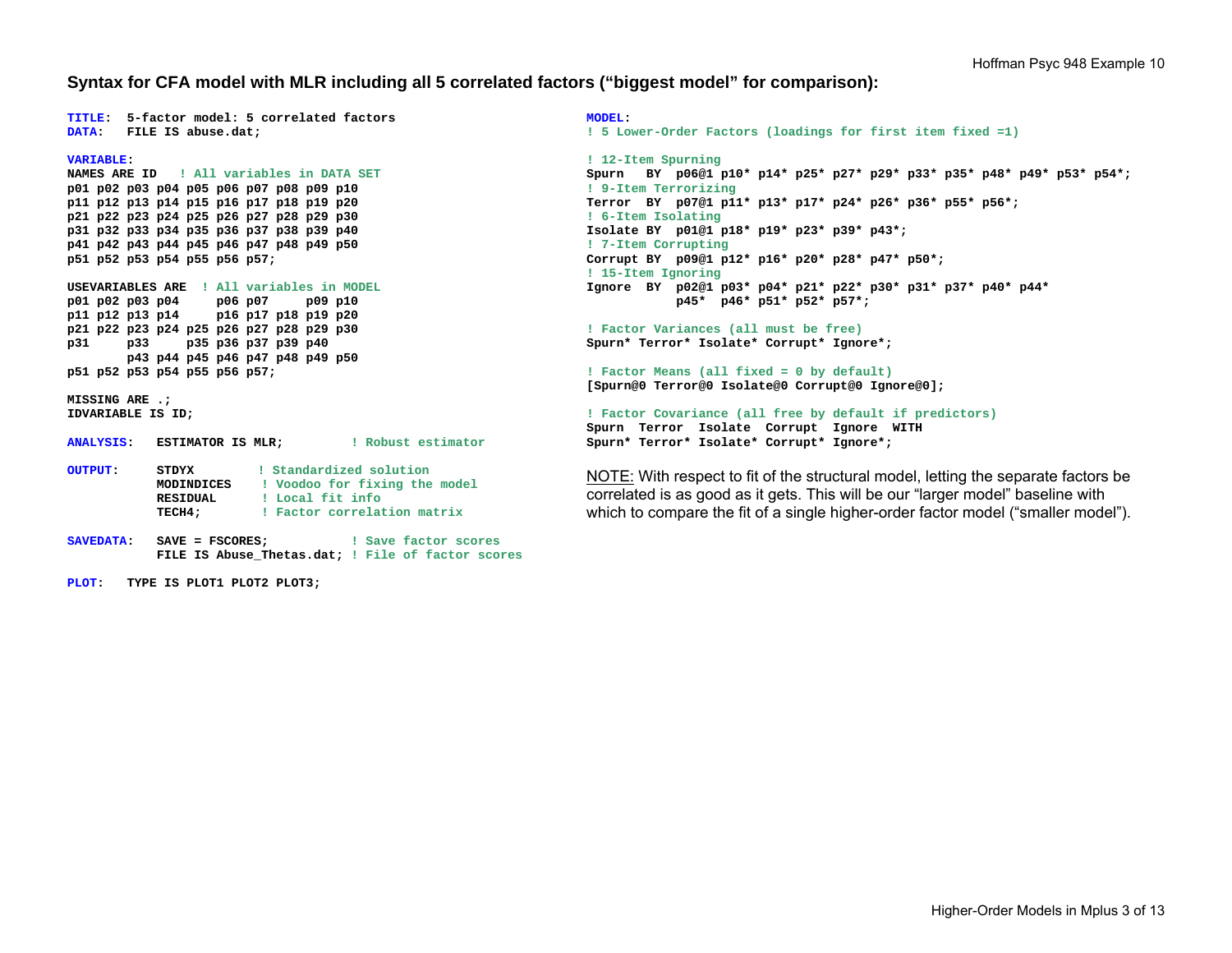## Syntax for CFA model with MLR including all 5 correlated factors ("biggest model" for comparison):

```
TITLE:  5-factor model: 5 correlated factors
DATA:   FILE IS abuse.dat;

VARIABLE:
NAMES ARE ID   ! All variables in DATA SET
p01 p02 p03 p04 p05 p06 p07 p08 p09 p10
p11 p12 p13 p14 p15 p16 p17 p18 p19 p20
p21 p22 p23 p24 p25 p26 p27 p28 p29 p30
p31 p32 p33 p34 p35 p36 p37 p38 p39 p40
p41 p42 p43 p44 p45 p46 p47 p48 p49 p50
p51 p52 p53 p54 p55 p56 p57;

USEVARIABLES ARE  ! All variables in MODEL
p01 p02 p03 p04     p06 p07     p09 p10
p11 p12 p13 p14     p16 p17 p18 p19 p20
p21 p22 p23 p24 p25 p26 p27 p28 p29 p30
p31     p33     p35 p36 p37 p39 p40
        p43 p44 p45 p46 p47 p48 p49 p50
p51 p52 p53 p54 p55 p56 p57;

MISSING ARE .;
IDVARIABLE IS ID;

ANALYSIS:   ESTIMATOR IS MLR;         ! Robust estimator

OUTPUT:     STDYX        ! Standardized solution
            MODINDICES    ! Voodoo for fixing the model
            RESIDUAL      ! Local fit info
            TECH4;        ! Factor correlation matrix

SAVEDATA:   SAVE = FSCORES;           ! Save factor scores
            FILE IS Abuse_Thetas.dat; ! File of factor scores

PLOT:   TYPE IS PLOT1 PLOT2 PLOT3;
```

```
MODEL:
! 5 Lower-Order Factors (loadings for first item fixed =1)

! 12-Item Spurning
Spurn   BY  p06@1 p10* p14* p25* p27* p29* p33* p35* p48* p49* p53* p54*;
! 9-Item Terrorizing
Terror  BY  p07@1 p11* p13* p17* p24* p26* p36* p55* p56*;
! 6-Item Isolating
Isolate BY  p01@1 p18* p19* p23* p39* p43*;
! 7-Item Corrupting
Corrupt BY  p09@1 p12* p16* p20* p28* p47* p50*;
! 15-Item Ignoring
Ignore  BY  p02@1 p03* p04* p21* p22* p30* p31* p37* p40* p44*
            p45*  p46* p51* p52* p57*;

! Factor Variances (all must be free)
Spurn* Terror* Isolate* Corrupt* Ignore*;

! Factor Means (all fixed = 0 by default)
[Spurn@0 Terror@0 Isolate@0 Corrupt@0 Ignore@0];

! Factor Covariance (all free by default if predictors)
Spurn  Terror  Isolate  Corrupt  Ignore  WITH
Spurn* Terror* Isolate* Corrupt* Ignore*;
```

NOTE: With respect to fit of the structural model, letting the separate factors be correlated is as good as it gets. This will be our "larger model" baseline with which to compare the fit of a single higher-order factor model ("smaller model").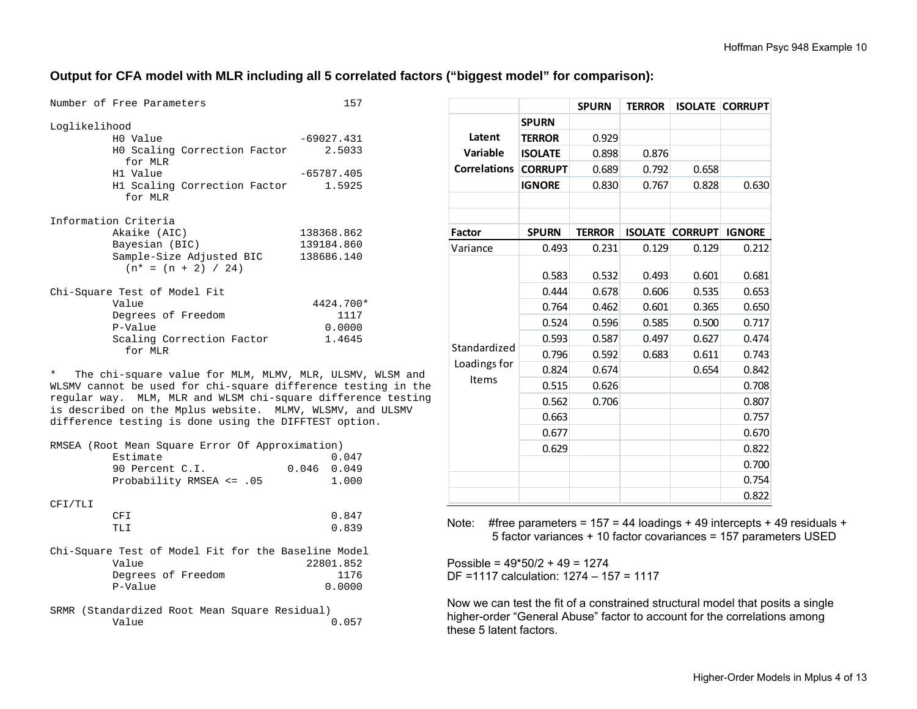**Output for CFA model with MLR including all 5 correlated factors ("biggest model" for comparison):**

```
Number of Free Parameters                      157

Loglikelihood
          H0 Value                      -69027.431
          H0 Scaling Correction Factor      2.5033
            for MLR
          H1 Value                      -65787.405
          H1 Scaling Correction Factor      1.5925
            for MLR

Information Criteria
          Akaike (AIC)                  138368.862
          Bayesian (BIC)                139184.860
          Sample-Size Adjusted BIC      138686.140
            (n* = (n + 2) / 24)

Chi-Square Test of Model Fit
          Value                          4424.700*
          Degrees of Freedom                  1117
          P-Value                           0.0000
          Scaling Correction Factor         1.4645
            for MLR

*   The chi-square value for MLM, MLMV, MLR, ULSMV, WLSM and
WLSMV cannot be used for chi-square difference testing in the
regular way.  MLM, MLR and WLSM chi-square difference testing
is described on the Mplus website.  MLMV, WLSMV, and ULSMV
difference testing is done using the DIFFTEST option.

RMSEA (Root Mean Square Error Of Approximation)
          Estimate                           0.047
          90 Percent C.I.             0.046  0.049
          Probability RMSEA <= .05           1.000

CFI/TLI
          CFI                                0.847
          TLI                                0.839

Chi-Square Test of Model Fit for the Baseline Model
          Value                          22801.852
          Degrees of Freedom                  1176
          P-Value                           0.0000

SRMR (Standardized Root Mean Square Residual)
          Value                              0.057
```

| | | **SPURN** | **TERROR** | **ISOLATE** | **CORRUPT** |
|---|---|---|---|---|---|
| **Latent Variable Correlations** | **SPURN** | | | | |
| | **TERROR** | 0.929 | | | |
| | **ISOLATE** | 0.898 | 0.876 | | |
| | **CORRUPT** | 0.689 | 0.792 | 0.658 | |
| | **IGNORE** | 0.830 | 0.767 | 0.828 | 0.630 |

| **Factor** | **SPURN** | **TERROR** | **ISOLATE** | **CORRUPT** | **IGNORE** |
|---|---|---|---|---|---|
| Variance | 0.493 | 0.231 | 0.129 | 0.129 | 0.212 |
| Standardized Loadings for Items | 0.583 | 0.532 | 0.493 | 0.601 | 0.681 |
| | 0.444 | 0.678 | 0.606 | 0.535 | 0.653 |
| | 0.764 | 0.462 | 0.601 | 0.365 | 0.650 |
| | 0.524 | 0.596 | 0.585 | 0.500 | 0.717 |
| | 0.593 | 0.587 | 0.497 | 0.627 | 0.474 |
| | 0.796 | 0.592 | 0.683 | 0.611 | 0.743 |
| | 0.824 | 0.674 | | 0.654 | 0.842 |
| | 0.515 | 0.626 | | | 0.708 |
| | 0.562 | 0.706 | | | 0.807 |
| | 0.663 | | | | 0.757 |
| | 0.677 | | | | 0.670 |
| | 0.629 | | | | 0.822 |
| | | | | | 0.700 |
| | | | | | 0.754 |
| | | | | | 0.822 |

Note: #free parameters = 157 = 44 loadings + 49 intercepts + 49 residuals + 5 factor variances + 10 factor covariances = 157 parameters USED

Possible = 49*50/2 + 49 = 1274
DF =1117 calculation: 1274 – 157 = 1117

Now we can test the fit of a constrained structural model that posits a single higher-order "General Abuse" factor to account for the correlations among these 5 latent factors.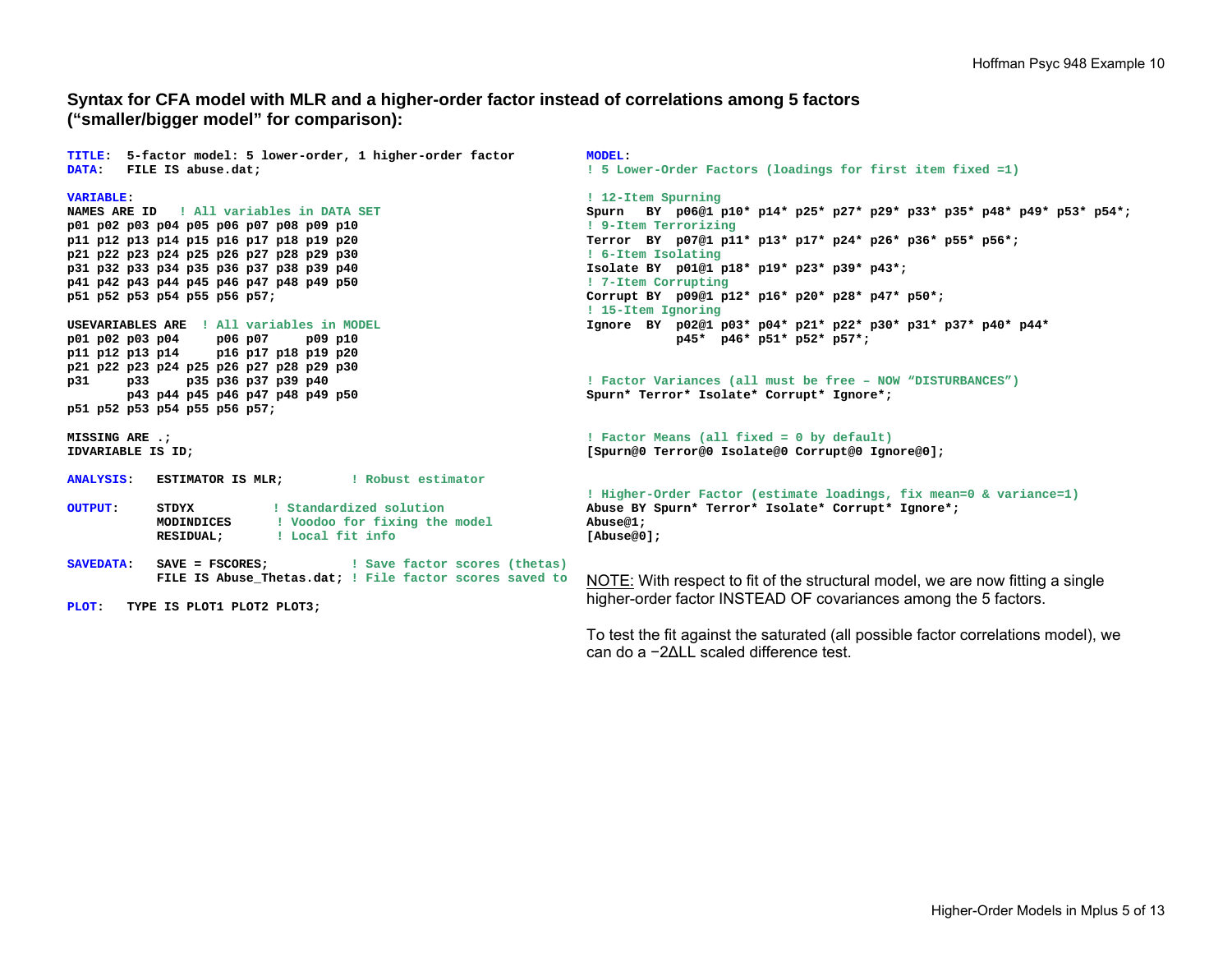**Syntax for CFA model with MLR and a higher-order factor instead of correlations among 5 factors ("smaller/bigger model" for comparison):**

```
TITLE:  5-factor model: 5 lower-order, 1 higher-order factor
DATA:   FILE IS abuse.dat;

VARIABLE:
NAMES ARE ID   ! All variables in DATA SET
p01 p02 p03 p04 p05 p06 p07 p08 p09 p10
p11 p12 p13 p14 p15 p16 p17 p18 p19 p20
p21 p22 p23 p24 p25 p26 p27 p28 p29 p30
p31 p32 p33 p34 p35 p36 p37 p38 p39 p40
p41 p42 p43 p44 p45 p46 p47 p48 p49 p50
p51 p52 p53 p54 p55 p56 p57;

USEVARIABLES ARE  ! All variables in MODEL
p01 p02 p03 p04     p06 p07     p09 p10
p11 p12 p13 p14     p16 p17 p18 p19 p20
p21 p22 p23 p24 p25 p26 p27 p28 p29 p30
p31     p33     p35 p36 p37 p39 p40
        p43 p44 p45 p46 p47 p48 p49 p50
p51 p52 p53 p54 p55 p56 p57;

MISSING ARE .;
IDVARIABLE IS ID;

ANALYSIS:   ESTIMATOR IS MLR;         ! Robust estimator

OUTPUT:     STDYX           ! Standardized solution
            MODINDICES      ! Voodoo for fixing the model
            RESIDUAL;       ! Local fit info

SAVEDATA:   SAVE = FSCORES;           ! Save factor scores (thetas)
            FILE IS Abuse_Thetas.dat; ! File factor scores saved to

PLOT:   TYPE IS PLOT1 PLOT2 PLOT3;
```

```
MODEL:
! 5 Lower-Order Factors (loadings for first item fixed =1)

! 12-Item Spurning
Spurn   BY  p06@1 p10* p14* p25* p27* p29* p33* p35* p48* p49* p53* p54*;
! 9-Item Terrorizing
Terror  BY  p07@1 p11* p13* p17* p24* p26* p36* p55* p56*;
! 6-Item Isolating
Isolate BY  p01@1 p18* p19* p23* p39* p43*;
! 7-Item Corrupting
Corrupt BY  p09@1 p12* p16* p20* p28* p47* p50*;
! 15-Item Ignoring
Ignore  BY  p02@1 p03* p04* p21* p22* p30* p31* p37* p40* p44*
            p45*  p46* p51* p52* p57*;


! Factor Variances (all must be free – NOW "DISTURBANCES")
Spurn* Terror* Isolate* Corrupt* Ignore*;


! Factor Means (all fixed = 0 by default)
[Spurn@0 Terror@0 Isolate@0 Corrupt@0 Ignore@0];


! Higher-Order Factor (estimate loadings, fix mean=0 & variance=1)
Abuse BY Spurn* Terror* Isolate* Corrupt* Ignore*;
Abuse@1;
[Abuse@0];
```

NOTE: With respect to fit of the structural model, we are now fitting a single higher-order factor INSTEAD OF covariances among the 5 factors.

To test the fit against the saturated (all possible factor correlations model), we can do a $-2\Delta LL$ scaled difference test.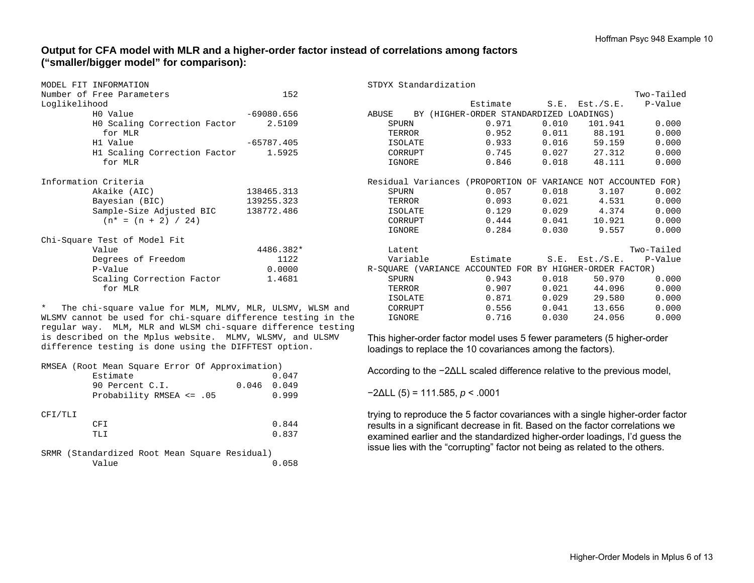**Output for CFA model with MLR and a higher-order factor instead of correlations among factors ("smaller/bigger model" for comparison):**

```
MODEL FIT INFORMATION
Number of Free Parameters                       152
Loglikelihood
          H0 Value                       -69080.656
          H0 Scaling Correction Factor       2.5109
            for MLR
          H1 Value                       -65787.405
          H1 Scaling Correction Factor       1.5925
            for MLR

Information Criteria
          Akaike (AIC)                   138465.313
          Bayesian (BIC)                 139255.323
          Sample-Size Adjusted BIC       138772.486
            (n* = (n + 2) / 24)

Chi-Square Test of Model Fit
          Value                            4486.382*
          Degrees of Freedom                   1122
          P-Value                            0.0000
          Scaling Correction Factor          1.4681
            for MLR

*   The chi-square value for MLM, MLMV, MLR, ULSMV, WLSM and
WLSMV cannot be used for chi-square difference testing in the
regular way.  MLM, MLR and WLSM chi-square difference testing
is described on the Mplus website.  MLMV, WLSMV, and ULSMV
difference testing is done using the DIFFTEST option.

RMSEA (Root Mean Square Error Of Approximation)
          Estimate                            0.047
          90 Percent C.I.              0.046  0.049
          Probability RMSEA <= .05            0.999

CFI/TLI
          CFI                                 0.844
          TLI                                 0.837

SRMR (Standardized Root Mean Square Residual)
          Value                               0.058
```

```
STDYX Standardization
                                                    Two-Tailed
                    Estimate       S.E.  Est./S.E.    P-Value
ABUSE    BY (HIGHER-ORDER STANDARDIZED LOADINGS)
    SPURN              0.971      0.010    101.941      0.000
    TERROR             0.952      0.011     88.191      0.000
    ISOLATE            0.933      0.016     59.159      0.000
    CORRUPT            0.745      0.027     27.312      0.000
    IGNORE             0.846      0.018     48.111      0.000

Residual Variances (PROPORTION OF VARIANCE NOT ACCOUNTED FOR)
    SPURN              0.057      0.018      3.107      0.002
    TERROR             0.093      0.021      4.531      0.000
    ISOLATE            0.129      0.029      4.374      0.000
    CORRUPT            0.444      0.041     10.921      0.000
    IGNORE             0.284      0.030      9.557      0.000

    Latent                                              Two-Tailed
    Variable        Estimate       S.E.  Est./S.E.    P-Value
R-SQUARE (VARIANCE ACCOUNTED FOR BY HIGHER-ORDER FACTOR)
    SPURN              0.943      0.018     50.970      0.000
    TERROR             0.907      0.021     44.096      0.000
    ISOLATE            0.871      0.029     29.580      0.000
    CORRUPT            0.556      0.041     13.656      0.000
    IGNORE             0.716      0.030     24.056      0.000
```

This higher-order factor model uses 5 fewer parameters (5 higher-order loadings to replace the 10 covariances among the factors).

According to the −2ΔLL scaled difference relative to the previous model,

−2ΔLL (5) = 111.585, $p < .0001$

trying to reproduce the 5 factor covariances with a single higher-order factor results in a significant decrease in fit. Based on the factor correlations we examined earlier and the standardized higher-order loadings, I'd guess the issue lies with the "corrupting" factor not being as related to the others.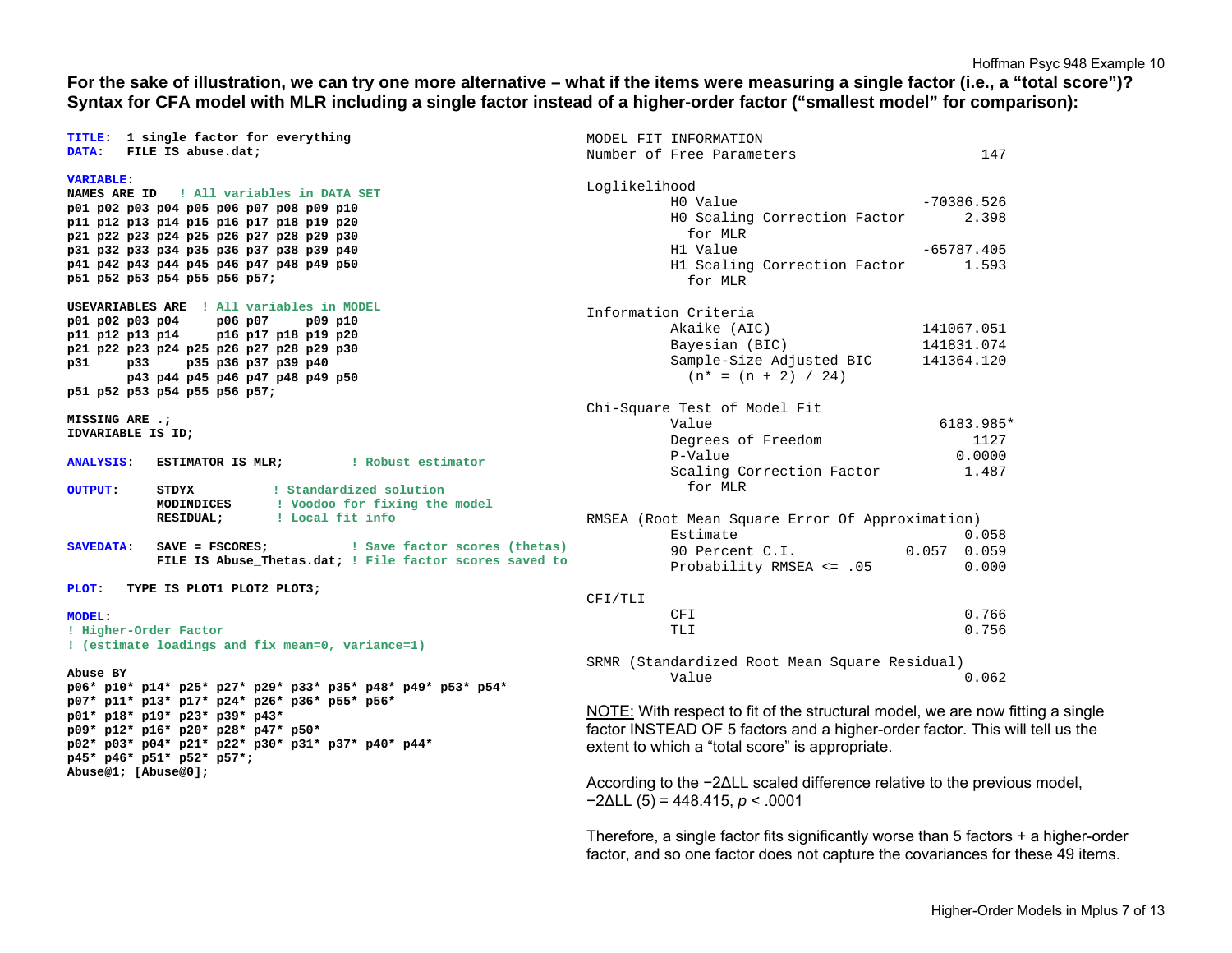**For the sake of illustration, we can try one more alternative – what if the items were measuring a single factor (i.e., a "total score")? Syntax for CFA model with MLR including a single factor instead of a higher-order factor ("smallest model" for comparison):**

```
TITLE:  1 single factor for everything
DATA:   FILE IS abuse.dat;

VARIABLE:
NAMES ARE ID   ! All variables in DATA SET
p01 p02 p03 p04 p05 p06 p07 p08 p09 p10
p11 p12 p13 p14 p15 p16 p17 p18 p19 p20
p21 p22 p23 p24 p25 p26 p27 p28 p29 p30
p31 p32 p33 p34 p35 p36 p37 p38 p39 p40
p41 p42 p43 p44 p45 p46 p47 p48 p49 p50
p51 p52 p53 p54 p55 p56 p57;

USEVARIABLES ARE  ! All variables in MODEL
p01 p02 p03 p04     p06 p07     p09 p10
p11 p12 p13 p14     p16 p17 p18 p19 p20
p21 p22 p23 p24 p25 p26 p27 p28 p29 p30
p31     p33     p35 p36 p37 p39 p40
        p43 p44 p45 p46 p47 p48 p49 p50
p51 p52 p53 p54 p55 p56 p57;

MISSING ARE .;
IDVARIABLE IS ID;

ANALYSIS:   ESTIMATOR IS MLR;         ! Robust estimator

OUTPUT:     STDYX           ! Standardized solution
            MODINDICES      ! Voodoo for fixing the model
            RESIDUAL;       ! Local fit info

SAVEDATA:   SAVE = FSCORES;           ! Save factor scores (thetas)
            FILE IS Abuse_Thetas.dat; ! File factor scores saved to

PLOT:   TYPE IS PLOT1 PLOT2 PLOT3;

MODEL:
! Higher-Order Factor
! (estimate loadings and fix mean=0, variance=1)

Abuse BY
p06* p10* p14* p25* p27* p29* p33* p35* p48* p49* p53* p54*
p07* p11* p13* p17* p24* p26* p36* p55* p56*
p01* p18* p19* p23* p39* p43*
p09* p12* p16* p20* p28* p47* p50*
p02* p03* p04* p21* p22* p30* p31* p37* p40* p44*
p45* p46* p51* p52* p57*;
Abuse@1; [Abuse@0];
```

```
MODEL FIT INFORMATION
Number of Free Parameters                        147

Loglikelihood
          H0 Value                        -70386.526
          H0 Scaling Correction Factor         2.398
            for MLR
          H1 Value                        -65787.405
          H1 Scaling Correction Factor         1.593
            for MLR

Information Criteria
          Akaike (AIC)                    141067.051
          Bayesian (BIC)                  141831.074
          Sample-Size Adjusted BIC        141364.120
            (n* = (n + 2) / 24)

Chi-Square Test of Model Fit
          Value                             6183.985*
          Degrees of Freedom                    1127
          P-Value                             0.0000
          Scaling Correction Factor            1.487
            for MLR

RMSEA (Root Mean Square Error Of Approximation)
          Estimate                             0.058
          90 Percent C.I.                0.057  0.059
          Probability RMSEA <= .05             0.000

CFI/TLI
          CFI                                  0.766
          TLI                                  0.756

SRMR (Standardized Root Mean Square Residual)
          Value                                0.062
```

NOTE: With respect to fit of the structural model, we are now fitting a single factor INSTEAD OF 5 factors and a higher-order factor. This will tell us the extent to which a "total score" is appropriate.

According to the $-2\Delta LL$ scaled difference relative to the previous model, $-2\Delta LL\,(5) = 448.415$, $p < .0001$

Therefore, a single factor fits significantly worse than 5 factors + a higher-order factor, and so one factor does not capture the covariances for these 49 items.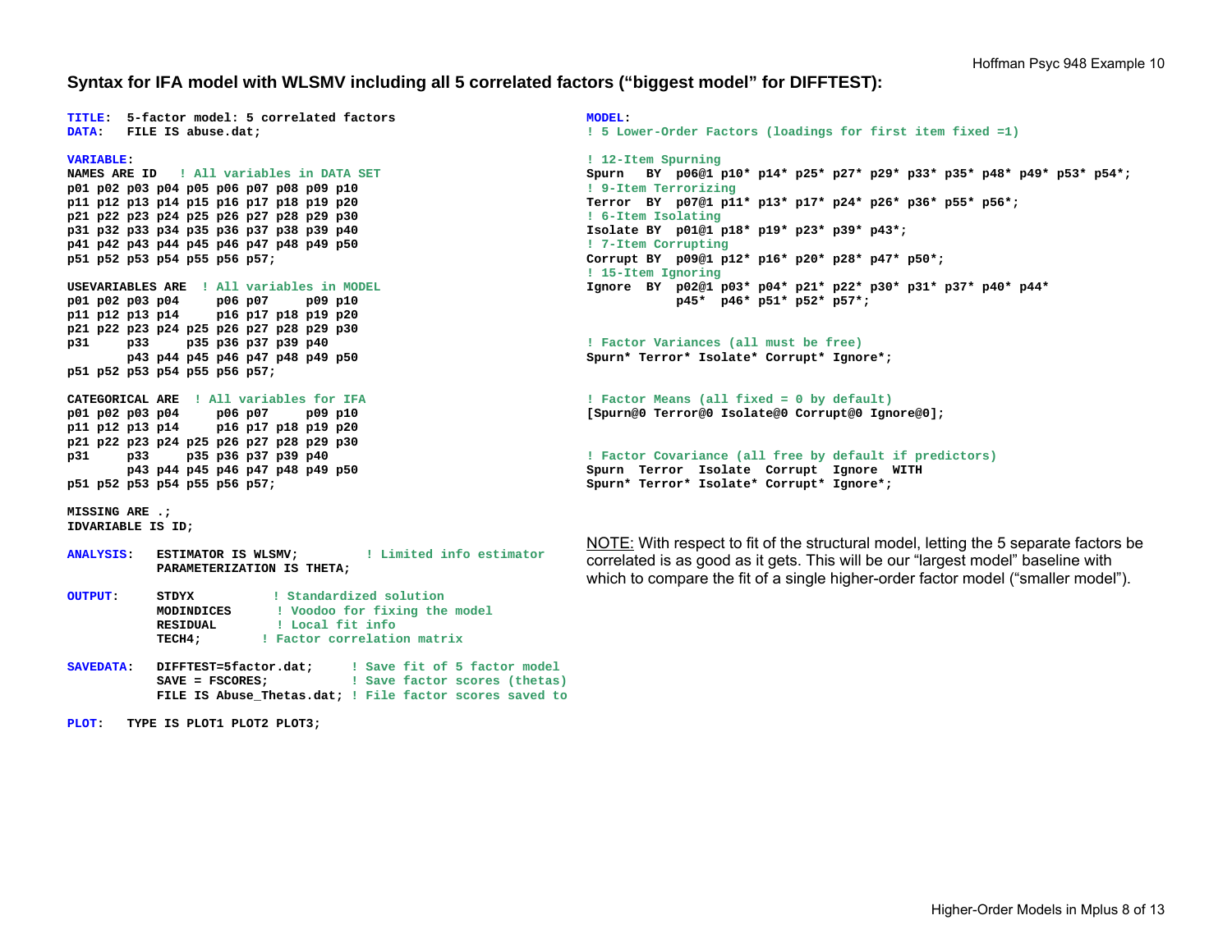## Syntax for IFA model with WLSMV including all 5 correlated factors ("biggest model" for DIFFTEST):

```
TITLE:  5-factor model: 5 correlated factors
DATA:   FILE IS abuse.dat;

VARIABLE:
NAMES ARE ID   ! All variables in DATA SET
p01 p02 p03 p04 p05 p06 p07 p08 p09 p10
p11 p12 p13 p14 p15 p16 p17 p18 p19 p20
p21 p22 p23 p24 p25 p26 p27 p28 p29 p30
p31 p32 p33 p34 p35 p36 p37 p38 p39 p40
p41 p42 p43 p44 p45 p46 p47 p48 p49 p50
p51 p52 p53 p54 p55 p56 p57;

USEVARIABLES ARE  ! All variables in MODEL
p01 p02 p03 p04     p06 p07     p09 p10
p11 p12 p13 p14     p16 p17 p18 p19 p20
p21 p22 p23 p24 p25 p26 p27 p28 p29 p30
p31     p33     p35 p36 p37 p39 p40
        p43 p44 p45 p46 p47 p48 p49 p50
p51 p52 p53 p54 p55 p56 p57;

CATEGORICAL ARE  ! All variables for IFA
p01 p02 p03 p04     p06 p07     p09 p10
p11 p12 p13 p14     p16 p17 p18 p19 p20
p21 p22 p23 p24 p25 p26 p27 p28 p29 p30
p31     p33     p35 p36 p37 p39 p40
        p43 p44 p45 p46 p47 p48 p49 p50
p51 p52 p53 p54 p55 p56 p57;

MISSING ARE .;
IDVARIABLE IS ID;

ANALYSIS:   ESTIMATOR IS WLSMV;         ! Limited info estimator
            PARAMETERIZATION IS THETA;

OUTPUT:     STDYX           ! Standardized solution
            MODINDICES      ! Voodoo for fixing the model
            RESIDUAL        ! Local fit info
            TECH4;          ! Factor correlation matrix

SAVEDATA:   DIFFTEST=5factor.dat;     ! Save fit of 5 factor model
            SAVE = FSCORES;           ! Save factor scores (thetas)
            FILE IS Abuse_Thetas.dat; ! File factor scores saved to

PLOT:   TYPE IS PLOT1 PLOT2 PLOT3;
```

```
MODEL:
! 5 Lower-Order Factors (loadings for first item fixed =1)

! 12-Item Spurning
Spurn   BY  p06@1 p10* p14* p25* p27* p29* p33* p35* p48* p49* p53* p54*;
! 9-Item Terrorizing
Terror  BY  p07@1 p11* p13* p17* p24* p26* p36* p55* p56*;
! 6-Item Isolating
Isolate BY  p01@1 p18* p19* p23* p39* p43*;
! 7-Item Corrupting
Corrupt BY  p09@1 p12* p16* p20* p28* p47* p50*;
! 15-Item Ignoring
Ignore  BY  p02@1 p03* p04* p21* p22* p30* p31* p37* p40* p44*
            p45*  p46* p51* p52* p57*;

! Factor Variances (all must be free)
Spurn* Terror* Isolate* Corrupt* Ignore*;

! Factor Means (all fixed = 0 by default)
[Spurn@0 Terror@0 Isolate@0 Corrupt@0 Ignore@0];

! Factor Covariance (all free by default if predictors)
Spurn  Terror  Isolate  Corrupt  Ignore  WITH
Spurn* Terror* Isolate* Corrupt* Ignore*;
```

NOTE: With respect to fit of the structural model, letting the 5 separate factors be correlated is as good as it gets. This will be our "largest model" baseline with which to compare the fit of a single higher-order factor model ("smaller model").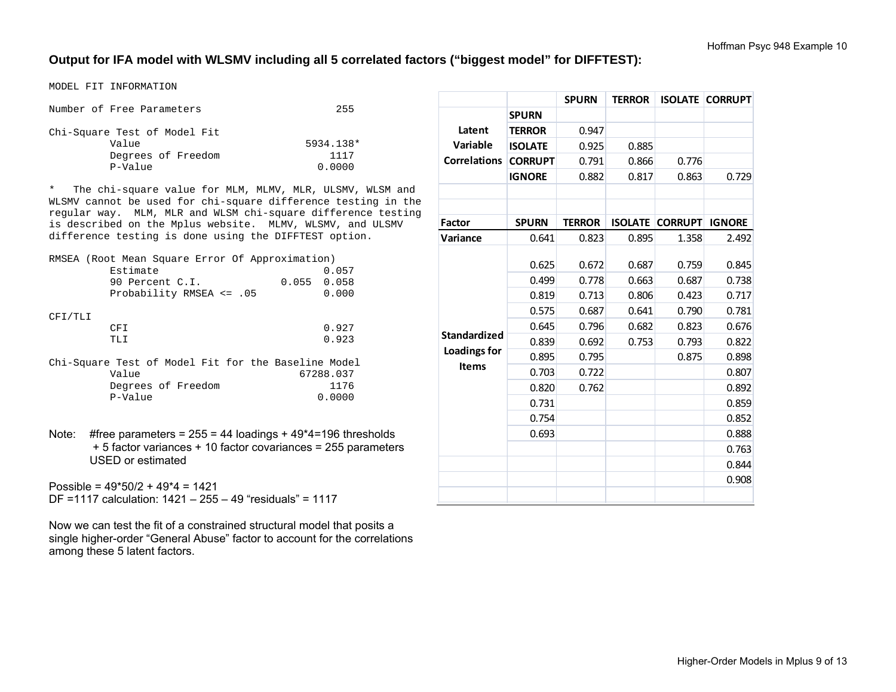**Output for IFA model with WLSMV including all 5 correlated factors ("biggest model" for DIFFTEST):**

```
MODEL FIT INFORMATION

Number of Free Parameters                      255

Chi-Square Test of Model Fit
          Value                           5934.138*
          Degrees of Freedom                  1117
          P-Value                           0.0000

*   The chi-square value for MLM, MLMV, MLR, ULSMV, WLSM and
WLSMV cannot be used for chi-square difference testing in the
regular way.  MLM, MLR and WLSM chi-square difference testing
is described on the Mplus website.  MLMV, WLSMV, and ULSMV
difference testing is done using the DIFFTEST option.

RMSEA (Root Mean Square Error Of Approximation)
          Estimate                           0.057
          90 Percent C.I.             0.055  0.058
          Probability RMSEA <= .05           0.000

CFI/TLI
          CFI                                0.927
          TLI                                0.923

Chi-Square Test of Model Fit for the Baseline Model
          Value                          67288.037
          Degrees of Freedom                  1176
          P-Value                           0.0000
```

Note: #free parameters = 255 = 44 loadings + 49*4=196 thresholds + 5 factor variances + 10 factor covariances = 255 parameters USED or estimated

Possible = 49*50/2 + 49*4 = 1421
DF =1117 calculation: 1421 – 255 – 49 "residuals" = 1117

Now we can test the fit of a constrained structural model that posits a single higher-order "General Abuse" factor to account for the correlations among these 5 latent factors.

| | | SPURN | TERROR | ISOLATE | CORRUPT |
|---|---|---|---|---|---|
| Latent Variable Correlations | SPURN | | | | |
| | TERROR | 0.947 | | | |
| | ISOLATE | 0.925 | 0.885 | | |
| | CORRUPT | 0.791 | 0.866 | 0.776 | |
| | IGNORE | 0.882 | 0.817 | 0.863 | 0.729 |

| Factor | SPURN | TERROR | ISOLATE | CORRUPT | IGNORE |
|---|---|---|---|---|---|
| Variance | 0.641 | 0.823 | 0.895 | 1.358 | 2.492 |
| Standardized Loadings for Items | 0.625 | 0.672 | 0.687 | 0.759 | 0.845 |
| | 0.499 | 0.778 | 0.663 | 0.687 | 0.738 |
| | 0.819 | 0.713 | 0.806 | 0.423 | 0.717 |
| | 0.575 | 0.687 | 0.641 | 0.790 | 0.781 |
| | 0.645 | 0.796 | 0.682 | 0.823 | 0.676 |
| | 0.839 | 0.692 | 0.753 | 0.793 | 0.822 |
| | 0.895 | 0.795 | | 0.875 | 0.898 |
| | 0.703 | 0.722 | | | 0.807 |
| | 0.820 | 0.762 | | | 0.892 |
| | 0.731 | | | | 0.859 |
| | 0.754 | | | | 0.852 |
| | 0.693 | | | | 0.888 |
| | | | | | 0.763 |
| | | | | | 0.844 |
| | | | | | 0.908 |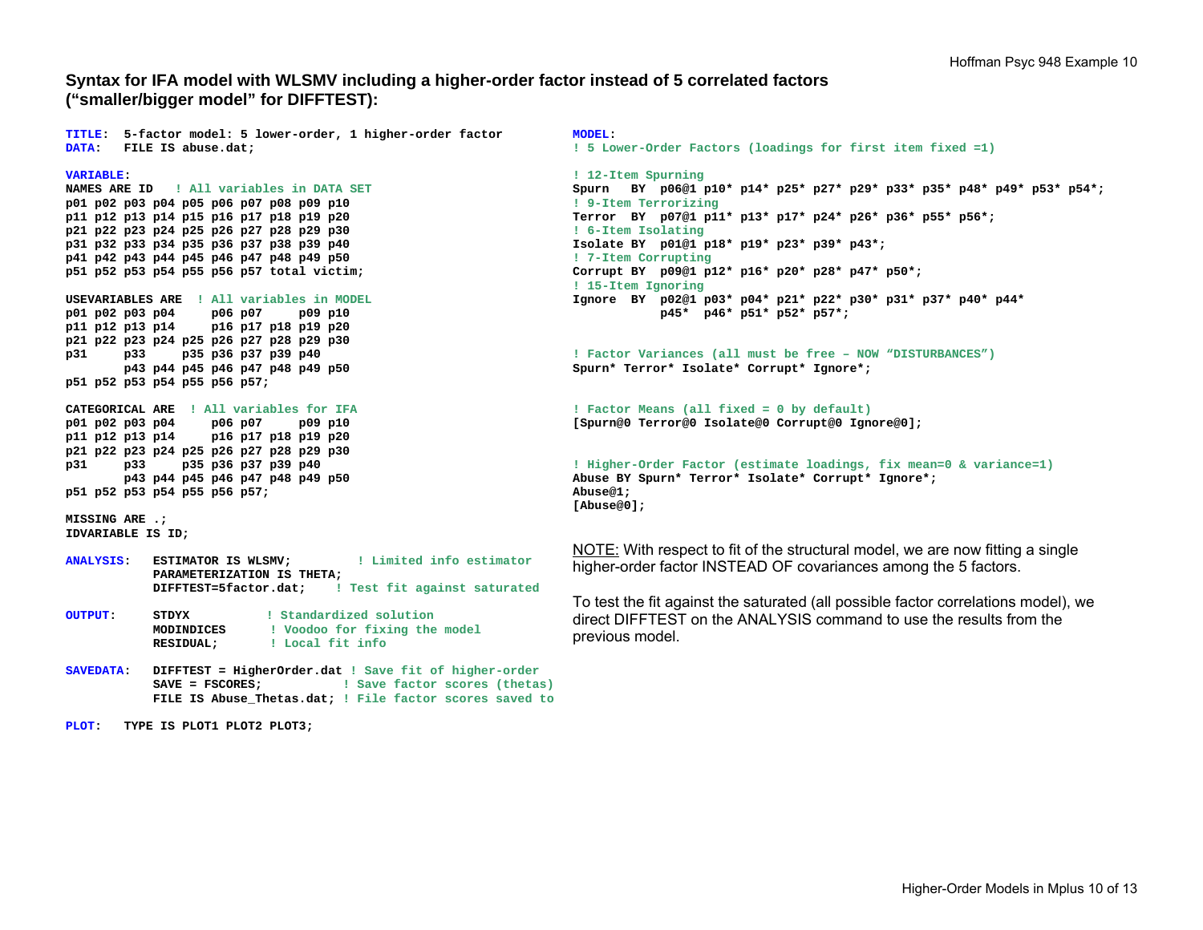## Syntax for IFA model with WLSMV including a higher-order factor instead of 5 correlated factors ("smaller/bigger model" for DIFFTEST):

```
TITLE:  5-factor model: 5 lower-order, 1 higher-order factor
DATA:   FILE IS abuse.dat;

VARIABLE:
NAMES ARE ID   ! All variables in DATA SET
p01 p02 p03 p04 p05 p06 p07 p08 p09 p10
p11 p12 p13 p14 p15 p16 p17 p18 p19 p20
p21 p22 p23 p24 p25 p26 p27 p28 p29 p30
p31 p32 p33 p34 p35 p36 p37 p38 p39 p40
p41 p42 p43 p44 p45 p46 p47 p48 p49 p50
p51 p52 p53 p54 p55 p56 p57 total victim;

USEVARIABLES ARE  ! All variables in MODEL
p01 p02 p03 p04     p06 p07     p09 p10
p11 p12 p13 p14     p16 p17 p18 p19 p20
p21 p22 p23 p24 p25 p26 p27 p28 p29 p30
p31     p33     p35 p36 p37 p39 p40
        p43 p44 p45 p46 p47 p48 p49 p50
p51 p52 p53 p54 p55 p56 p57;

CATEGORICAL ARE  ! All variables for IFA
p01 p02 p03 p04     p06 p07     p09 p10
p11 p12 p13 p14     p16 p17 p18 p19 p20
p21 p22 p23 p24 p25 p26 p27 p28 p29 p30
p31     p33     p35 p36 p37 p39 p40
        p43 p44 p45 p46 p47 p48 p49 p50
p51 p52 p53 p54 p55 p56 p57;

MISSING ARE .;
IDVARIABLE IS ID;

ANALYSIS:   ESTIMATOR IS WLSMV;         ! Limited info estimator
            PARAMETERIZATION IS THETA;
            DIFFTEST=5factor.dat;    ! Test fit against saturated

OUTPUT:     STDYX          ! Standardized solution
            MODINDICES      ! Voodoo for fixing the model
            RESIDUAL;       ! Local fit info

SAVEDATA:   DIFFTEST = HigherOrder.dat ! Save fit of higher-order
            SAVE = FSCORES;           ! Save factor scores (thetas)
            FILE IS Abuse_Thetas.dat; ! File factor scores saved to

PLOT:   TYPE IS PLOT1 PLOT2 PLOT3;
```

```
MODEL:
! 5 Lower-Order Factors (loadings for first item fixed =1)

! 12-Item Spurning
Spurn   BY  p06@1 p10* p14* p25* p27* p29* p33* p35* p48* p49* p53* p54*;
! 9-Item Terrorizing
Terror  BY  p07@1 p11* p13* p17* p24* p26* p36* p55* p56*;
! 6-Item Isolating
Isolate BY  p01@1 p18* p19* p23* p39* p43*;
! 7-Item Corrupting
Corrupt BY  p09@1 p12* p16* p20* p28* p47* p50*;
! 15-Item Ignoring
Ignore  BY  p02@1 p03* p04* p21* p22* p30* p31* p37* p40* p44*
            p45*  p46* p51* p52* p57*;


! Factor Variances (all must be free – NOW "DISTURBANCES")
Spurn* Terror* Isolate* Corrupt* Ignore*;


! Factor Means (all fixed = 0 by default)
[Spurn@0 Terror@0 Isolate@0 Corrupt@0 Ignore@0];


! Higher-Order Factor (estimate loadings, fix mean=0 & variance=1)
Abuse BY Spurn* Terror* Isolate* Corrupt* Ignore*;
Abuse@1;
[Abuse@0];
```

NOTE: With respect to fit of the structural model, we are now fitting a single higher-order factor INSTEAD OF covariances among the 5 factors.

To test the fit against the saturated (all possible factor correlations model), we direct DIFFTEST on the ANALYSIS command to use the results from the previous model.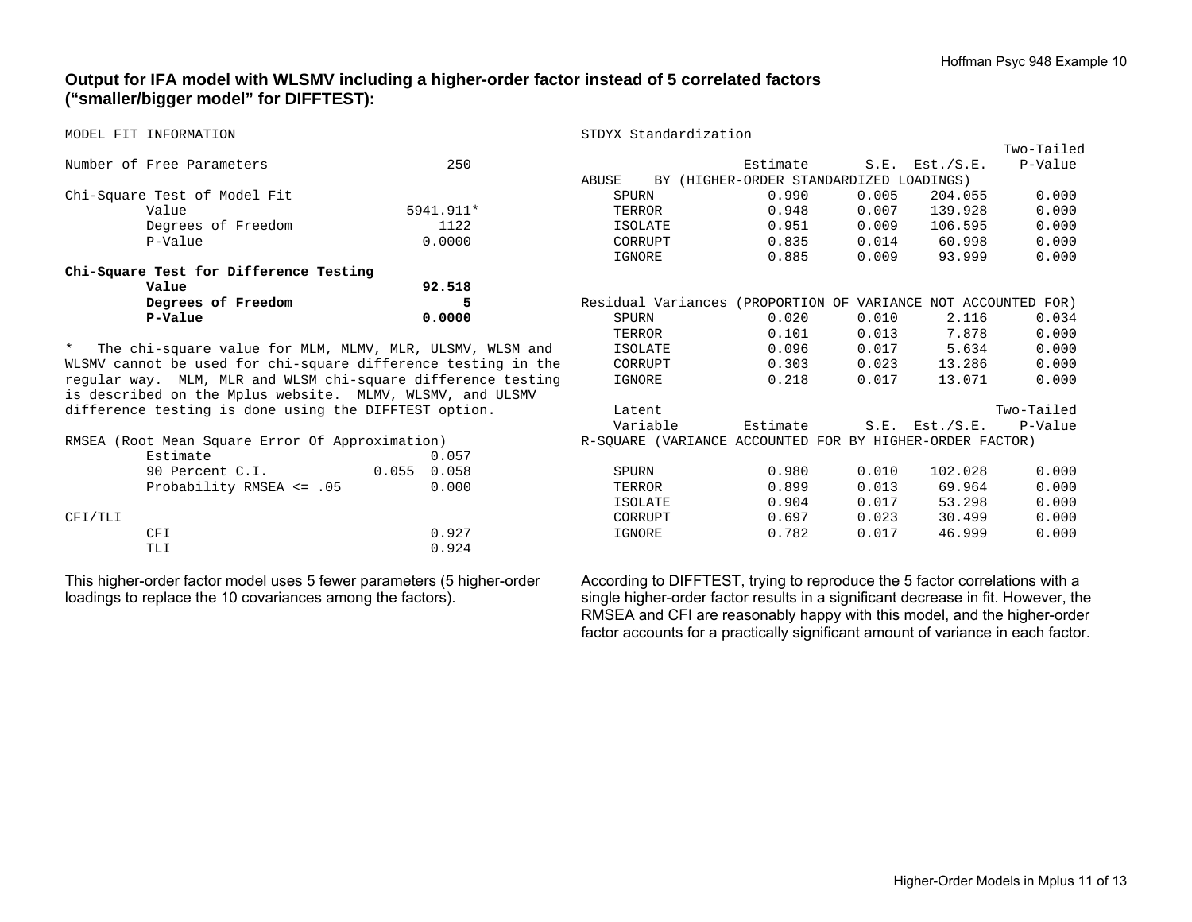**Output for IFA model with WLSMV including a higher-order factor instead of 5 correlated factors ("smaller/bigger model" for DIFFTEST):**

```
MODEL FIT INFORMATION

Number of Free Parameters                      250

Chi-Square Test of Model Fit
          Value                          5941.911*
          Degrees of Freedom                  1122
          P-Value                           0.0000

Chi-Square Test for Difference Testing
          Value                             92.518
          Degrees of Freedom                     5
          P-Value                           0.0000

*   The chi-square value for MLM, MLMV, MLR, ULSMV, WLSM and
WLSMV cannot be used for chi-square difference testing in the
regular way.  MLM, MLR and WLSM chi-square difference testing
is described on the Mplus website.  MLMV, WLSMV, and ULSMV
difference testing is done using the DIFFTEST option.

RMSEA (Root Mean Square Error Of Approximation)
          Estimate                           0.057
          90 Percent C.I.             0.055  0.058
          Probability RMSEA <= .05           0.000

CFI/TLI
          CFI                                0.927
          TLI                                0.924
```

This higher-order factor model uses 5 fewer parameters (5 higher-order loadings to replace the 10 covariances among the factors).

```
STDYX Standardization
                                                    Two-Tailed
                    Estimate       S.E.  Est./S.E.    P-Value
ABUSE    BY (HIGHER-ORDER STANDARDIZED LOADINGS)
    SPURN              0.990      0.005    204.055      0.000
    TERROR             0.948      0.007    139.928      0.000
    ISOLATE            0.951      0.009    106.595      0.000
    CORRUPT            0.835      0.014     60.998      0.000
    IGNORE             0.885      0.009     93.999      0.000

Residual Variances (PROPORTION OF VARIANCE NOT ACCOUNTED FOR)
    SPURN              0.020      0.010      2.116      0.034
    TERROR             0.101      0.013      7.878      0.000
    ISOLATE            0.096      0.017      5.634      0.000
    CORRUPT            0.303      0.023     13.286      0.000
    IGNORE             0.218      0.017     13.071      0.000

    Latent                                              Two-Tailed
    Variable        Estimate       S.E.  Est./S.E.    P-Value
R-SQUARE (VARIANCE ACCOUNTED FOR BY HIGHER-ORDER FACTOR)

    SPURN              0.980      0.010    102.028      0.000
    TERROR             0.899      0.013     69.964      0.000
    ISOLATE            0.904      0.017     53.298      0.000
    CORRUPT            0.697      0.023     30.499      0.000
    IGNORE             0.782      0.017     46.999      0.000
```

According to DIFFTEST, trying to reproduce the 5 factor correlations with a single higher-order factor results in a significant decrease in fit. However, the RMSEA and CFI are reasonably happy with this model, and the higher-order factor accounts for a practically significant amount of variance in each factor.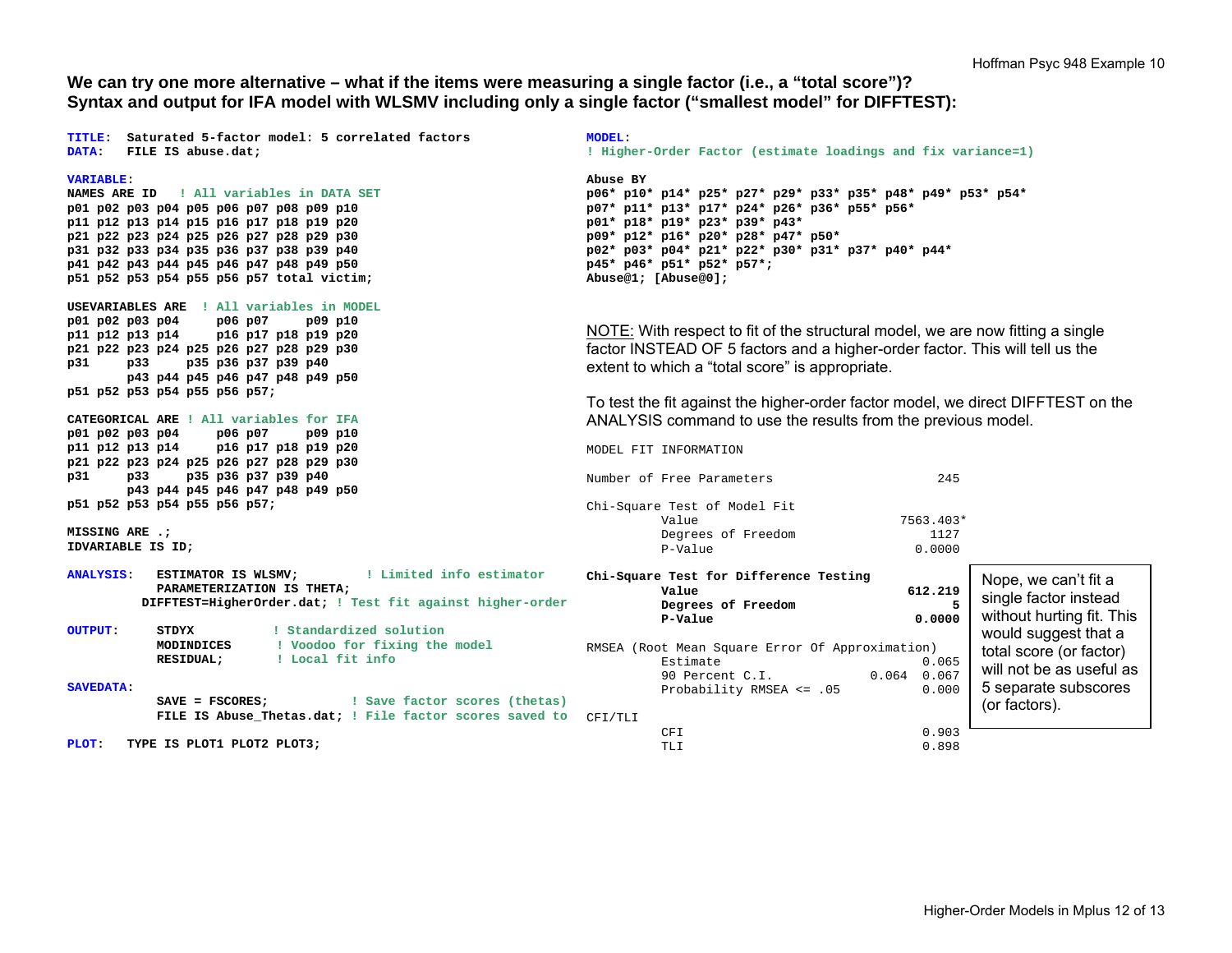**We can try one more alternative – what if the items were measuring a single factor (i.e., a "total score")? Syntax and output for IFA model with WLSMV including only a single factor ("smallest model" for DIFFTEST):**

```
TITLE:  Saturated 5-factor model: 5 correlated factors
DATA:   FILE IS abuse.dat;

VARIABLE:
NAMES ARE ID   ! All variables in DATA SET
p01 p02 p03 p04 p05 p06 p07 p08 p09 p10
p11 p12 p13 p14 p15 p16 p17 p18 p19 p20
p21 p22 p23 p24 p25 p26 p27 p28 p29 p30
p31 p32 p33 p34 p35 p36 p37 p38 p39 p40
p41 p42 p43 p44 p45 p46 p47 p48 p49 p50
p51 p52 p53 p54 p55 p56 p57 total victim;

USEVARIABLES ARE  ! All variables in MODEL
p01 p02 p03 p04     p06 p07     p09 p10
p11 p12 p13 p14     p16 p17 p18 p19 p20
p21 p22 p23 p24 p25 p26 p27 p28 p29 p30
p31     p33     p35 p36 p37 p39 p40
        p43 p44 p45 p46 p47 p48 p49 p50
p51 p52 p53 p54 p55 p56 p57;

CATEGORICAL ARE ! All variables for IFA
p01 p02 p03 p04     p06 p07     p09 p10
p11 p12 p13 p14     p16 p17 p18 p19 p20
p21 p22 p23 p24 p25 p26 p27 p28 p29 p30
p31     p33     p35 p36 p37 p39 p40
        p43 p44 p45 p46 p47 p48 p49 p50
p51 p52 p53 p54 p55 p56 p57;

MISSING ARE .;
IDVARIABLE IS ID;

ANALYSIS:   ESTIMATOR IS WLSMV;         ! Limited info estimator
            PARAMETERIZATION IS THETA;
          DIFFTEST=HigherOrder.dat; ! Test fit against higher-order

OUTPUT:     STDYX          ! Standardized solution
            MODINDICES      ! Voodoo for fixing the model
            RESIDUAL;       ! Local fit info

SAVEDATA:
            SAVE = FSCORES;           ! Save factor scores (thetas)
            FILE IS Abuse_Thetas.dat; ! File factor scores saved to

PLOT:   TYPE IS PLOT1 PLOT2 PLOT3;
```

```
MODEL:
! Higher-Order Factor (estimate loadings and fix variance=1)

Abuse BY
p06* p10* p14* p25* p27* p29* p33* p35* p48* p49* p53* p54*
p07* p11* p13* p17* p24* p26* p36* p55* p56*
p01* p18* p19* p23* p39* p43*
p09* p12* p16* p20* p28* p47* p50*
p02* p03* p04* p21* p22* p30* p31* p37* p40* p44*
p45* p46* p51* p52* p57*;
Abuse@1; [Abuse@0];
```

NOTE: With respect to fit of the structural model, we are now fitting a single factor INSTEAD OF 5 factors and a higher-order factor. This will tell us the extent to which a "total score" is appropriate.

To test the fit against the higher-order factor model, we direct DIFFTEST on the ANALYSIS command to use the results from the previous model.

```
MODEL FIT INFORMATION

Number of Free Parameters                      245

Chi-Square Test of Model Fit
          Value                           7563.403*
          Degrees of Freedom                  1127
          P-Value                           0.0000

Chi-Square Test for Difference Testing
          Value                            612.219
          Degrees of Freedom                     5
          P-Value                           0.0000

RMSEA (Root Mean Square Error Of Approximation)
          Estimate                           0.065
          90 Percent C.I.             0.064  0.067
          Probability RMSEA <= .05           0.000

CFI/TLI
          CFI                                0.903
          TLI                                0.898
```

Nope, we can't fit a single factor instead without hurting fit. This would suggest that a total score (or factor) will not be as useful as 5 separate subscores (or factors).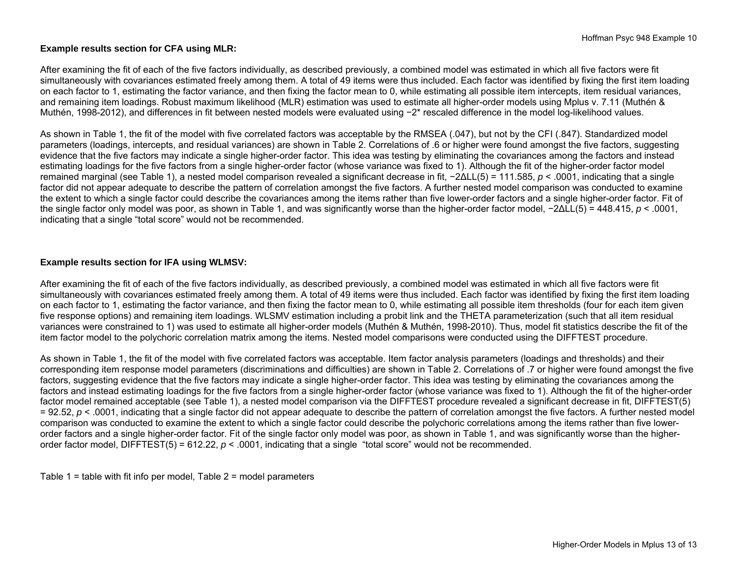**Example results section for CFA using MLR:**

After examining the fit of each of the five factors individually, as described previously, a combined model was estimated in which all five factors were fit simultaneously with covariances estimated freely among them. A total of 49 items were thus included. Each factor was identified by fixing the first item loading on each factor to 1, estimating the factor variance, and then fixing the factor mean to 0, while estimating all possible item intercepts, item residual variances, and remaining item loadings. Robust maximum likelihood (MLR) estimation was used to estimate all higher-order models using Mplus v. 7.11 (Muthén & Muthén, 1998-2012), and differences in fit between nested models were evaluated using −2* rescaled difference in the model log-likelihood values.

As shown in Table 1, the fit of the model with five correlated factors was acceptable by the RMSEA (.047), but not by the CFI (.847). Standardized model parameters (loadings, intercepts, and residual variances) are shown in Table 2. Correlations of .6 or higher were found amongst the five factors, suggesting evidence that the five factors may indicate a single higher-order factor. This idea was testing by eliminating the covariances among the factors and instead estimating loadings for the five factors from a single higher-order factor (whose variance was fixed to 1). Although the fit of the higher-order factor model remained marginal (see Table 1), a nested model comparison revealed a significant decrease in fit, $-2\Delta LL(5) = 111.585$, $p < .0001$, indicating that a single factor did not appear adequate to describe the pattern of correlation amongst the five factors. A further nested model comparison was conducted to examine the extent to which a single factor could describe the covariances among the items rather than five lower-order factors and a single higher-order factor. Fit of the single factor only model was poor, as shown in Table 1, and was significantly worse than the higher-order factor model, $-2\Delta LL(5) = 448.415$, $p < .0001$, indicating that a single "total score" would not be recommended.

**Example results section for IFA using WLMSV:**

After examining the fit of each of the five factors individually, as described previously, a combined model was estimated in which all five factors were fit simultaneously with covariances estimated freely among them. A total of 49 items were thus included. Each factor was identified by fixing the first item loading on each factor to 1, estimating the factor variance, and then fixing the factor mean to 0, while estimating all possible item thresholds (four for each item given five response options) and remaining item loadings. WLSMV estimation including a probit link and the THETA parameterization (such that all item residual variances were constrained to 1) was used to estimate all higher-order models (Muthén & Muthén, 1998-2010). Thus, model fit statistics describe the fit of the item factor model to the polychoric correlation matrix among the items. Nested model comparisons were conducted using the DIFFTEST procedure.

As shown in Table 1, the fit of the model with five correlated factors was acceptable. Item factor analysis parameters (loadings and thresholds) and their corresponding item response model parameters (discriminations and difficulties) are shown in Table 2. Correlations of .7 or higher were found amongst the five factors, suggesting evidence that the five factors may indicate a single higher-order factor. This idea was testing by eliminating the covariances among the factors and instead estimating loadings for the five factors from a single higher-order factor (whose variance was fixed to 1). Although the fit of the higher-order factor model remained acceptable (see Table 1), a nested model comparison via the DIFFTEST procedure revealed a significant decrease in fit, DIFFTEST(5) = 92.52, $p < .0001$, indicating that a single factor did not appear adequate to describe the pattern of correlation amongst the five factors. A further nested model comparison was conducted to examine the extent to which a single factor could describe the polychoric correlations among the items rather than five lower-order factors and a single higher-order factor. Fit of the single factor only model was poor, as shown in Table 1, and was significantly worse than the higher-order factor model, DIFFTEST(5) = 612.22, $p < .0001$, indicating that a single "total score" would not be recommended.

Table 1 = table with fit info per model, Table 2 = model parameters